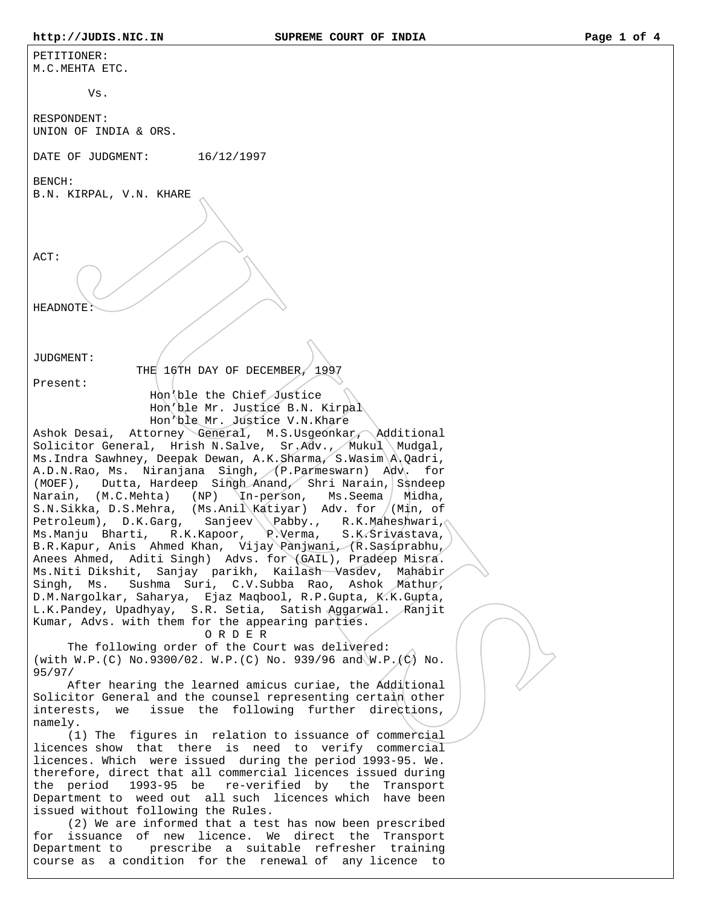PETITIONER:
M.C.MEHTA ETC.

Vs.

RESPONDENT:
UNION OF INDIA & ORS.

DATE OF JUDGMENT: 16/12/1997

BENCH:
B.N. KIRPAL, V.N. KHARE

ACT:

HEADNOTE:

JUDGMENT:

THE 16TH DAY OF DECEMBER, 1997

Present:

Hon'ble the Chief Justice
Hon'ble Mr. Justice B.N. Kirpal
Hon'ble Mr. Justice V.N.Khare

Ashok Desai, Attorney General, M.S.Usgeonkar, Additional Solicitor General, Hrish N.Salve, Sr.Adv., Mukul Mudgal, Ms.Indra Sawhney, Deepak Dewan, A.K.Sharma, S.Wasim A.Qadri, A.D.N.Rao, Ms. Niranjana Singh, (P.Parmeswarn) Adv. for (MOEF), Dutta, Hardeep Singh Anand, Shri Narain, Ssndeep Narain, (M.C.Mehta) (NP) In-person, Ms.Seema Midha, S.N.Sikka, D.S.Mehra, (Ms.Anil Katiyar) Adv. for (Min, of Petroleum), D.K.Garg, Sanjeev Pabby., R.K.Maheshwari, Ms.Manju Bharti, R.K.Kapoor, P.Verma, S.K.Srivastava, B.R.Kapur, Anis Ahmed Khan, Vijay Panjwani, (R.Sasiprabhu, Anees Ahmed, Aditi Singh) Advs. for (GAIL), Pradeep Misra. Ms.Niti Dikshit, Sanjay parikh, Kailash Vasdev, Mahabir Singh, Ms. Sushma Suri, C.V.Subba Rao, Ashok Mathur, D.M.Nargolkar, Saharya, Ejaz Maqbool, R.P.Gupta, K.K.Gupta, L.K.Pandey, Upadhyay, S.R. Setia, Satish Aggarwal. Ranjit Kumar, Advs. with them for the appearing parties.

O R D E R

The following order of the Court was delivered:
(with W.P.(C) No.9300/02. W.P.(C) No. 939/96 and W.P.(C) No. 95/97/

After hearing the learned amicus curiae, the Additional Solicitor General and the counsel representing certain other interests, we issue the following further directions, namely.

(1) The figures in relation to issuance of commercial licences show that there is need to verify commercial licences. Which were issued during the period 1993-95. We. therefore, direct that all commercial licences issued during the period 1993-95 be re-verified by the Transport Department to weed out all such licences which have been issued without following the Rules.

(2) We are informed that a test has now been prescribed for issuance of new licence. We direct the Transport Department to prescribe a suitable refresher training course as a condition for the renewal of any licence to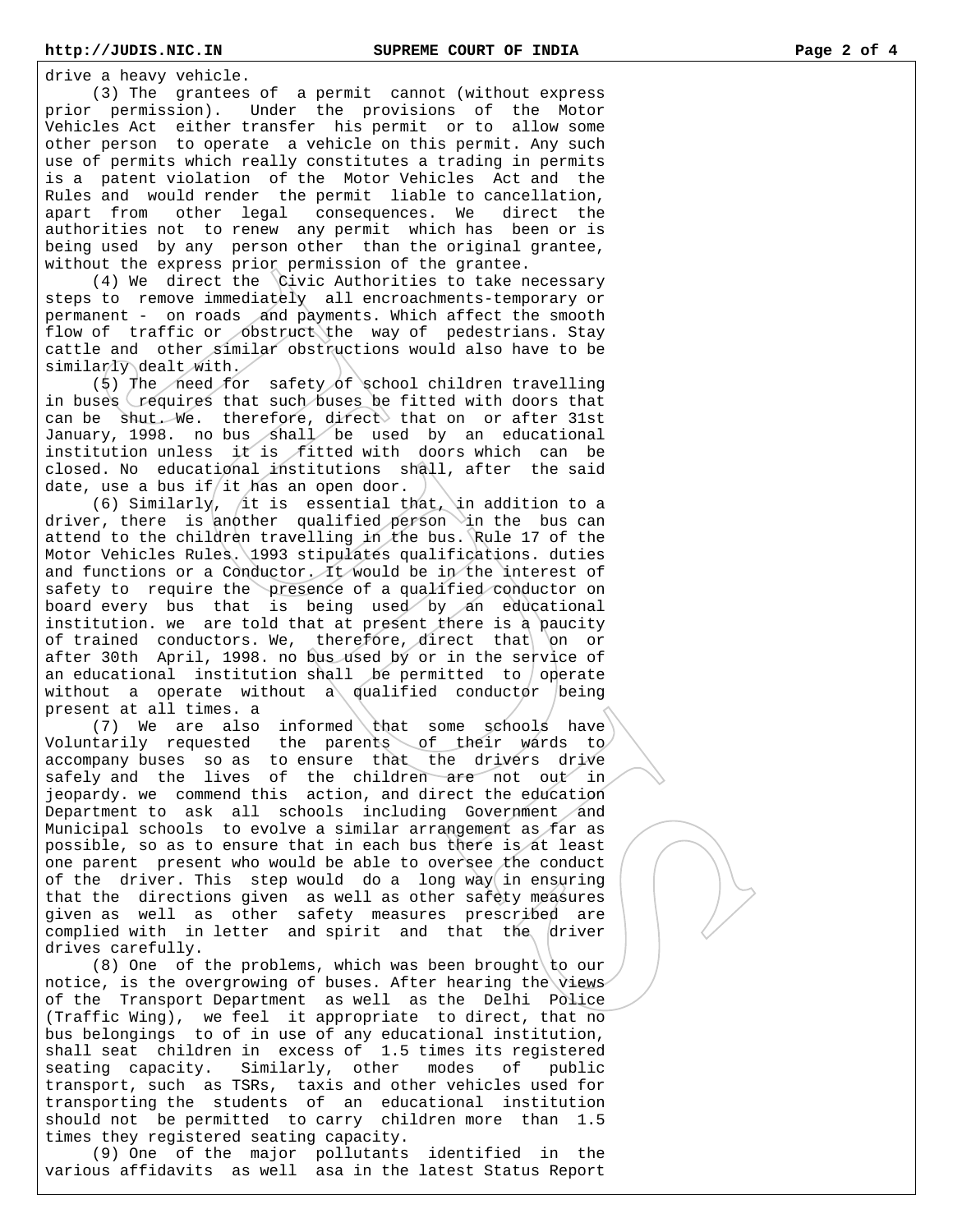drive a heavy vehicle.

(3) The grantees of a permit cannot (without express prior permission). Under the provisions of the Motor Vehicles Act either transfer his permit or to allow some other person to operate a vehicle on this permit. Any such use of permits which really constitutes a trading in permits is a patent violation of the Motor Vehicles Act and the Rules and would render the permit liable to cancellation, apart from other legal consequences. We direct the authorities not to renew any permit which has been or is being used by any person other than the original grantee, without the express prior permission of the grantee.

(4) We direct the Civic Authorities to take necessary steps to remove immediately all encroachments-temporary or permanent - on roads and payments. Which affect the smooth flow of traffic or obstruct the way of pedestrians. Stay cattle and other similar obstructions would also have to be similarly dealt with.

(5) The need for safety of school children travelling in buses requires that such buses be fitted with doors that can be shut. We. therefore, direct that on or after 31st January, 1998. no bus shall be used by an educational institution unless it is fitted with doors which can be closed. No educational institutions shall, after the said date, use a bus if it has an open door.

(6) Similarly, it is essential that, in addition to a driver, there is another qualified person in the bus can attend to the children travelling in the bus. Rule 17 of the Motor Vehicles Rules. 1993 stipulates qualifications. duties and functions or a Conductor. It would be in the interest of safety to require the presence of a qualified conductor on board every bus that is being used by an educational institution. we are told that at present there is a paucity of trained conductors. We, therefore, direct that on or after 30th April, 1998. no bus used by or in the service of an educational institution shall be permitted to operate without a operate without a qualified conductor being present at all times. a

(7) We are also informed that some schools have Voluntarily requested the parents of their wards to accompany buses so as to ensure that the drivers drive safely and the lives of the children are not out in jeopardy. we commend this action, and direct the education Department to ask all schools including Government and Municipal schools to evolve a similar arrangement as far as possible, so as to ensure that in each bus there is at least one parent present who would be able to oversee the conduct of the driver. This step would do a long way in ensuring that the directions given as well as other safety measures given as well as other safety measures prescribed are complied with in letter and spirit and that the driver drives carefully.

(8) One of the problems, which was been brought to our notice, is the overgrowing of buses. After hearing the views of the Transport Department as well as the Delhi Police (Traffic Wing), we feel it appropriate to direct, that no bus belongings to of in use of any educational institution, shall seat children in excess of 1.5 times its registered seating capacity. Similarly, other modes of public transport, such as TSRs, taxis and other vehicles used for transporting the students of an educational institution should not be permitted to carry children more than 1.5 times they registered seating capacity.

(9) One of the major pollutants identified in the various affidavits as well asa in the latest Status Report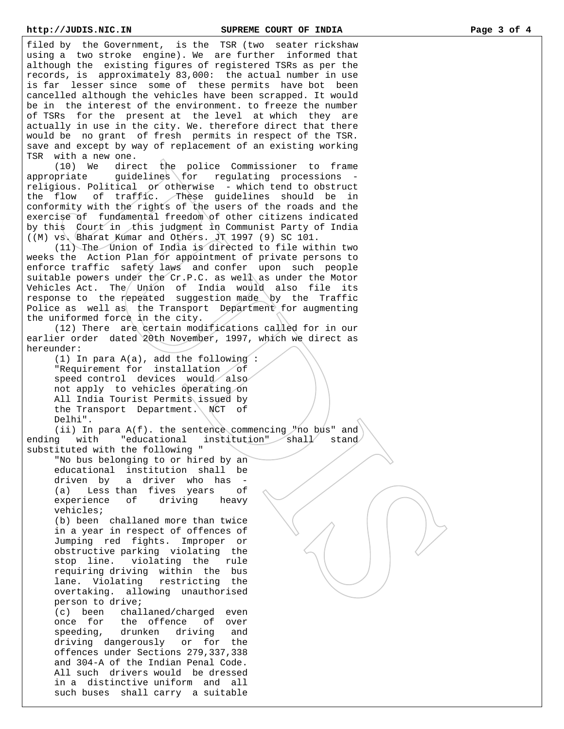filed by the Government, is the TSR (two seater rickshaw using a two stroke engine). We are further informed that although the existing figures of registered TSRs as per the records, is approximately 83,000: the actual number in use is far lesser since some of these permits have bot been cancelled although the vehicles have been scrapped. It would be in the interest of the environment. to freeze the number of TSRs for the present at the level at which they are actually in use in the city. We. therefore direct that there would be no grant of fresh permits in respect of the TSR. save and except by way of replacement of an existing working TSR with a new one.

(10) We direct the police Commissioner to frame appropriate guidelines for regulating processions - religious. Political or otherwise - which tend to obstruct the flow of traffic. These guidelines should be in conformity with the rights of the users of the roads and the exercise of fundamental freedom of other citizens indicated by this Court in this judgment in Communist Party of India ((M) vs. Bharat Kumar and Others. JT 1997 (9) SC 101.

(11) The Union of India is directed to file within two weeks the Action Plan for appointment of private persons to enforce traffic safety laws and confer upon such people suitable powers under the Cr.P.C. as well as under the Motor Vehicles Act. The Union of India would also file its response to the repeated suggestion made by the Traffic Police as well as the Transport Department for augmenting the uniformed force in the city.

(12) There are certain modifications called for in our earlier order dated 20th November, 1997, which we direct as hereunder:

(1) In para A(a), add the following :

"Requirement for installation of speed control devices would also not apply to vehicles operating on All India Tourist Permits issued by the Transport Department. NCT of Delhi".

(ii) In para A(f). the sentence commencing "no bus" and ending with "educational institution" shall stand substituted with the following "

"No bus belonging to or hired by an educational institution shall be driven by a driver who has -

(a) Less than fives years of experience of driving heavy vehicles;

(b) been challaned more than twice in a year in respect of offences of Jumping red fights. Improper or obstructive parking violating the stop line. violating the rule requiring driving within the bus lane. Violating restricting the overtaking. allowing unauthorised person to drive;

(c) been challaned/charged even once for the offence of over speeding, drunken driving and driving dangerously or for the offences under Sections 279,337,338 and 304-A of the Indian Penal Code. All such drivers would be dressed in a distinctive uniform and all such buses shall carry a suitable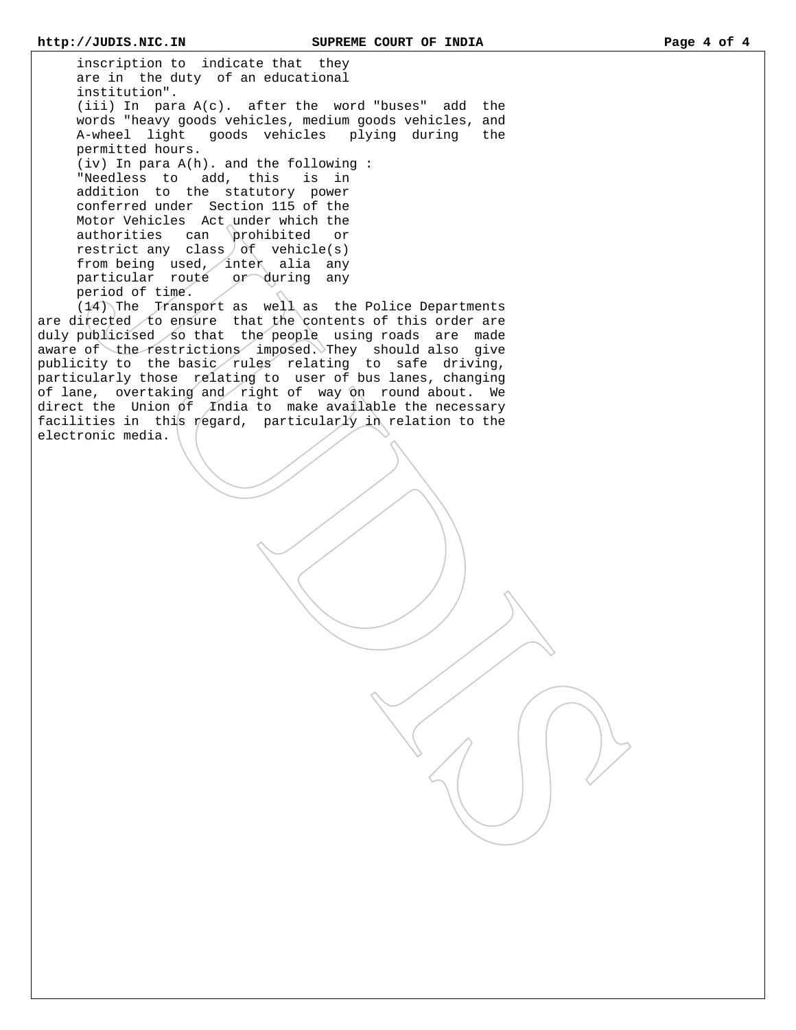inscription to indicate that they are in the duty of an educational institution".

(iii) In para A(c). after the word "buses" add the words "heavy goods vehicles, medium goods vehicles, and A-wheel light goods vehicles plying during the permitted hours.

(iv) In para A(h). and the following :

"Needless to add, this is in addition to the statutory power conferred under Section 115 of the Motor Vehicles Act under which the authorities can prohibited or restrict any class of vehicle(s) from being used, inter alia any particular route or during any period of time.

(14) The Transport as well as the Police Departments are directed to ensure that the contents of this order are duly publicised so that the people using roads are made aware of the restrictions imposed. They should also give publicity to the basic rules relating to safe driving, particularly those relating to user of bus lanes, changing of lane, overtaking and right of way on round about. We direct the Union of India to make available the necessary facilities in this regard, particularly in relation to the electronic media.